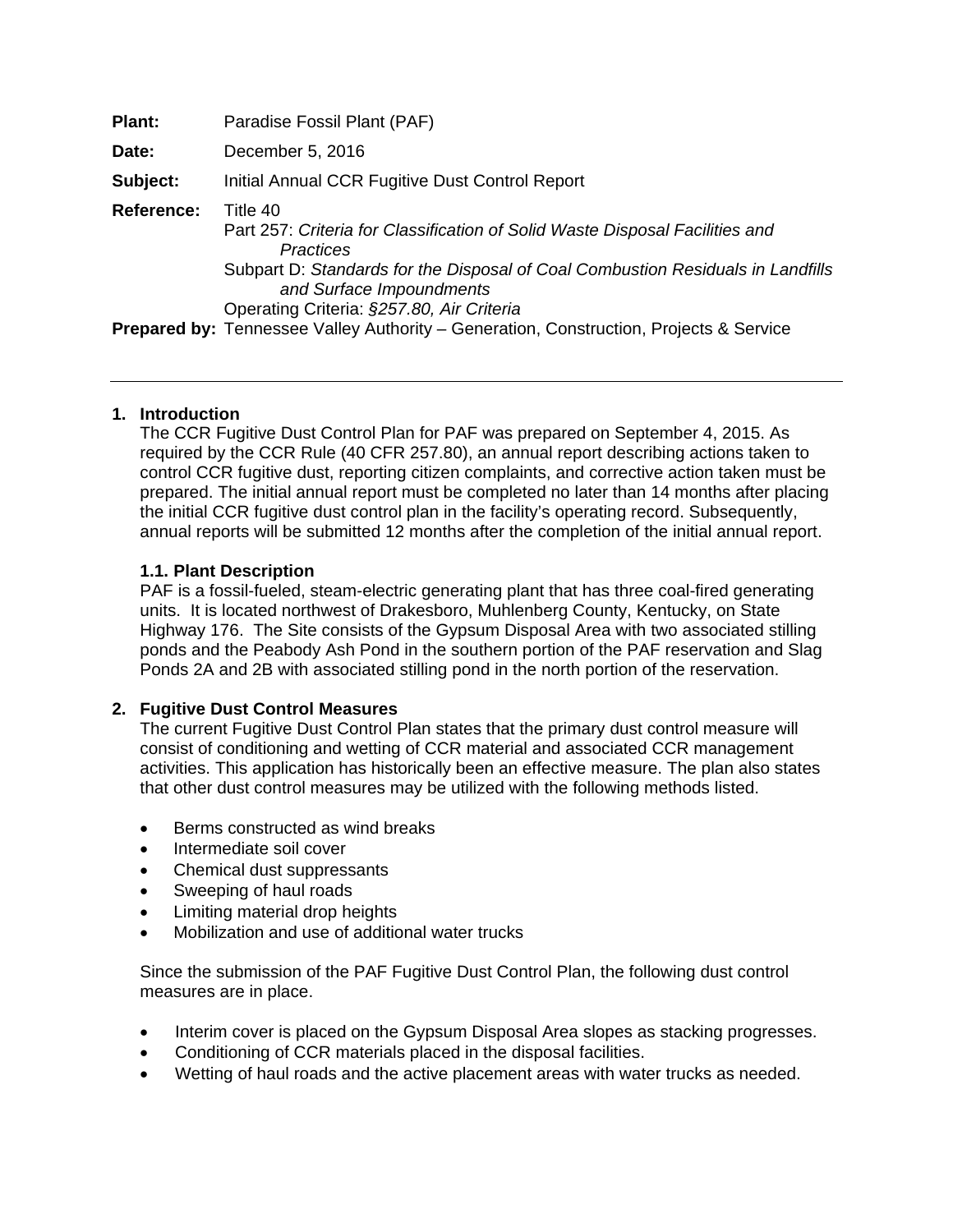**Plant:** Paradise Fossil Plant (PAF)

**Date:** December 5, 2016

**Subject:** Initial Annual CCR Fugitive Dust Control Report

**Reference:** Title 40
Part 257: *Criteria for Classification of Solid Waste Disposal Facilities and Practices*
Subpart D: *Standards for the Disposal of Coal Combustion Residuals in Landfills and Surface Impoundments*
Operating Criteria: *§257.80, Air Criteria*

**Prepared by:** Tennessee Valley Authority – Generation, Construction, Projects & Service

---

## 1. Introduction

The CCR Fugitive Dust Control Plan for PAF was prepared on September 4, 2015. As required by the CCR Rule (40 CFR 257.80), an annual report describing actions taken to control CCR fugitive dust, reporting citizen complaints, and corrective action taken must be prepared. The initial annual report must be completed no later than 14 months after placing the initial CCR fugitive dust control plan in the facility's operating record. Subsequently, annual reports will be submitted 12 months after the completion of the initial annual report.

### 1.1. Plant Description

PAF is a fossil-fueled, steam-electric generating plant that has three coal-fired generating units. It is located northwest of Drakesboro, Muhlenberg County, Kentucky, on State Highway 176. The Site consists of the Gypsum Disposal Area with two associated stilling ponds and the Peabody Ash Pond in the southern portion of the PAF reservation and Slag Ponds 2A and 2B with associated stilling pond in the north portion of the reservation.

## 2. Fugitive Dust Control Measures

The current Fugitive Dust Control Plan states that the primary dust control measure will consist of conditioning and wetting of CCR material and associated CCR management activities. This application has historically been an effective measure. The plan also states that other dust control measures may be utilized with the following methods listed.

- Berms constructed as wind breaks
- Intermediate soil cover
- Chemical dust suppressants
- Sweeping of haul roads
- Limiting material drop heights
- Mobilization and use of additional water trucks

Since the submission of the PAF Fugitive Dust Control Plan, the following dust control measures are in place.

- Interim cover is placed on the Gypsum Disposal Area slopes as stacking progresses.
- Conditioning of CCR materials placed in the disposal facilities.
- Wetting of haul roads and the active placement areas with water trucks as needed.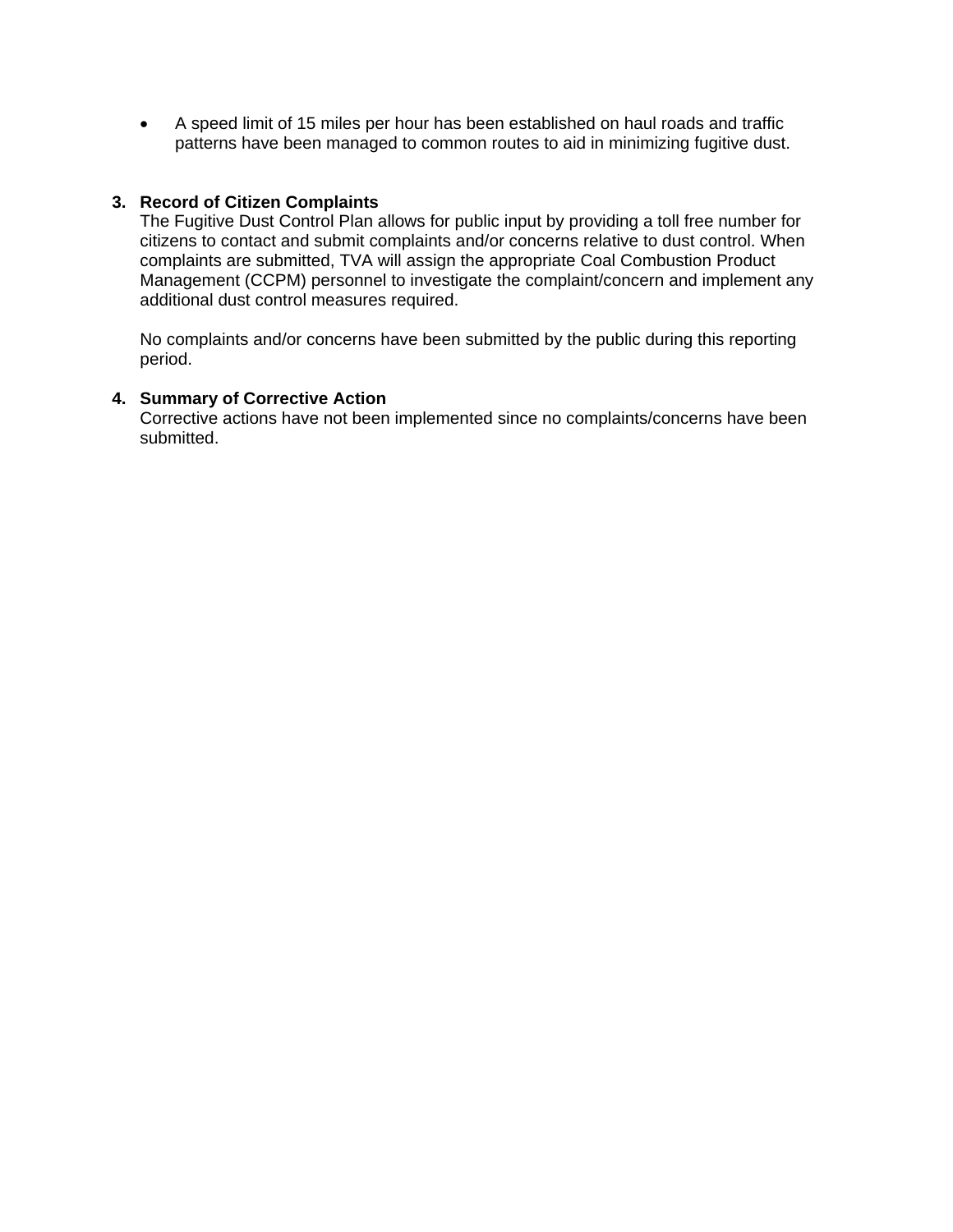- A speed limit of 15 miles per hour has been established on haul roads and traffic patterns have been managed to common routes to aid in minimizing fugitive dust.

3. **Record of Citizen Complaints**
   The Fugitive Dust Control Plan allows for public input by providing a toll free number for citizens to contact and submit complaints and/or concerns relative to dust control. When complaints are submitted, TVA will assign the appropriate Coal Combustion Product Management (CCPM) personnel to investigate the complaint/concern and implement any additional dust control measures required.

   No complaints and/or concerns have been submitted by the public during this reporting period.

4. **Summary of Corrective Action**
   Corrective actions have not been implemented since no complaints/concerns have been submitted.